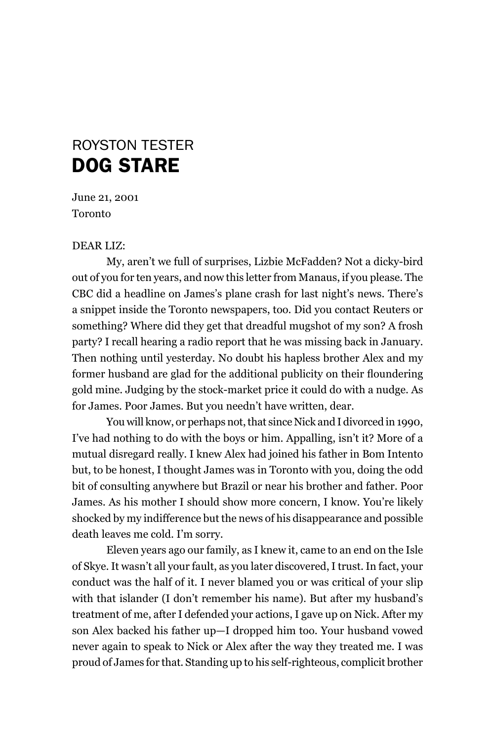ROYSTON TESTER

# DOG STARE

June 21, 2001
Toronto

DEAR LIZ:

My, aren't we full of surprises, Lizbie McFadden? Not a dicky-bird out of you for ten years, and now this letter from Manaus, if you please. The CBC did a headline on James's plane crash for last night's news. There's a snippet inside the Toronto newspapers, too. Did you contact Reuters or something? Where did they get that dreadful mugshot of my son? A frosh party? I recall hearing a radio report that he was missing back in January. Then nothing until yesterday. No doubt his hapless brother Alex and my former husband are glad for the additional publicity on their floundering gold mine. Judging by the stock-market price it could do with a nudge. As for James. Poor James. But you needn't have written, dear.

You will know, or perhaps not, that since Nick and I divorced in 1990, I've had nothing to do with the boys or him. Appalling, isn't it? More of a mutual disregard really. I knew Alex had joined his father in Bom Intento but, to be honest, I thought James was in Toronto with you, doing the odd bit of consulting anywhere but Brazil or near his brother and father. Poor James. As his mother I should show more concern, I know. You're likely shocked by my indifference but the news of his disappearance and possible death leaves me cold. I'm sorry.

Eleven years ago our family, as I knew it, came to an end on the Isle of Skye. It wasn't all your fault, as you later discovered, I trust. In fact, your conduct was the half of it. I never blamed you or was critical of your slip with that islander (I don't remember his name). But after my husband's treatment of me, after I defended your actions, I gave up on Nick. After my son Alex backed his father up—I dropped him too. Your husband vowed never again to speak to Nick or Alex after the way they treated me. I was proud of James for that. Standing up to his self-righteous, complicit brother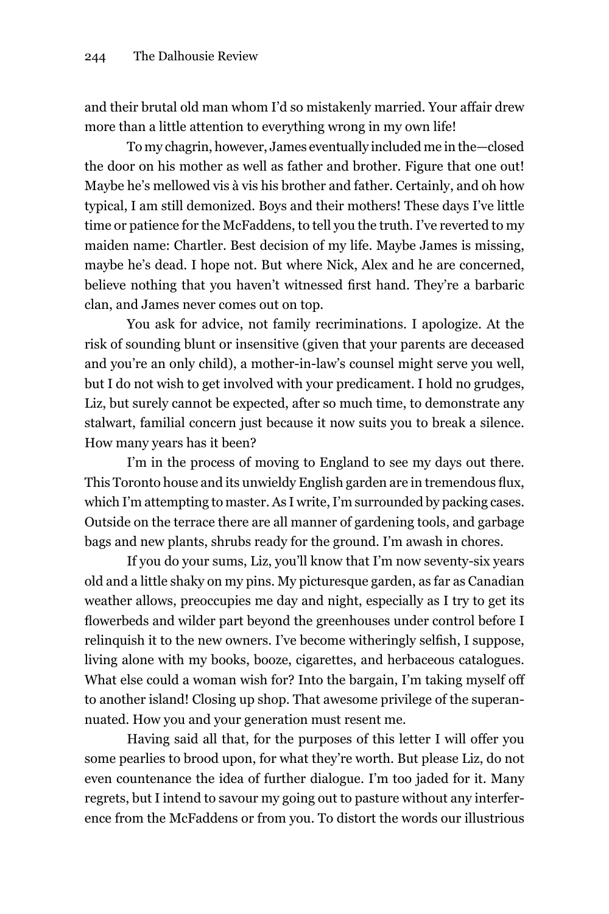and their brutal old man whom I'd so mistakenly married. Your affair drew more than a little attention to everything wrong in my own life!

To my chagrin, however, James eventually included me in the—closed the door on his mother as well as father and brother. Figure that one out! Maybe he's mellowed vis à vis his brother and father. Certainly, and oh how typical, I am still demonized. Boys and their mothers! These days I've little time or patience for the McFaddens, to tell you the truth. I've reverted to my maiden name: Chartler. Best decision of my life. Maybe James is missing, maybe he's dead. I hope not. But where Nick, Alex and he are concerned, believe nothing that you haven't witnessed first hand. They're a barbaric clan, and James never comes out on top.

You ask for advice, not family recriminations. I apologize. At the risk of sounding blunt or insensitive (given that your parents are deceased and you're an only child), a mother-in-law's counsel might serve you well, but I do not wish to get involved with your predicament. I hold no grudges, Liz, but surely cannot be expected, after so much time, to demonstrate any stalwart, familial concern just because it now suits you to break a silence. How many years has it been?

I'm in the process of moving to England to see my days out there. This Toronto house and its unwieldy English garden are in tremendous flux, which I'm attempting to master. As I write, I'm surrounded by packing cases. Outside on the terrace there are all manner of gardening tools, and garbage bags and new plants, shrubs ready for the ground. I'm awash in chores.

If you do your sums, Liz, you'll know that I'm now seventy-six years old and a little shaky on my pins. My picturesque garden, as far as Canadian weather allows, preoccupies me day and night, especially as I try to get its flowerbeds and wilder part beyond the greenhouses under control before I relinquish it to the new owners. I've become witheringly selfish, I suppose, living alone with my books, booze, cigarettes, and herbaceous catalogues. What else could a woman wish for? Into the bargain, I'm taking myself off to another island! Closing up shop. That awesome privilege of the superannuated. How you and your generation must resent me.

Having said all that, for the purposes of this letter I will offer you some pearlies to brood upon, for what they're worth. But please Liz, do not even countenance the idea of further dialogue. I'm too jaded for it. Many regrets, but I intend to savour my going out to pasture without any interference from the McFaddens or from you. To distort the words our illustrious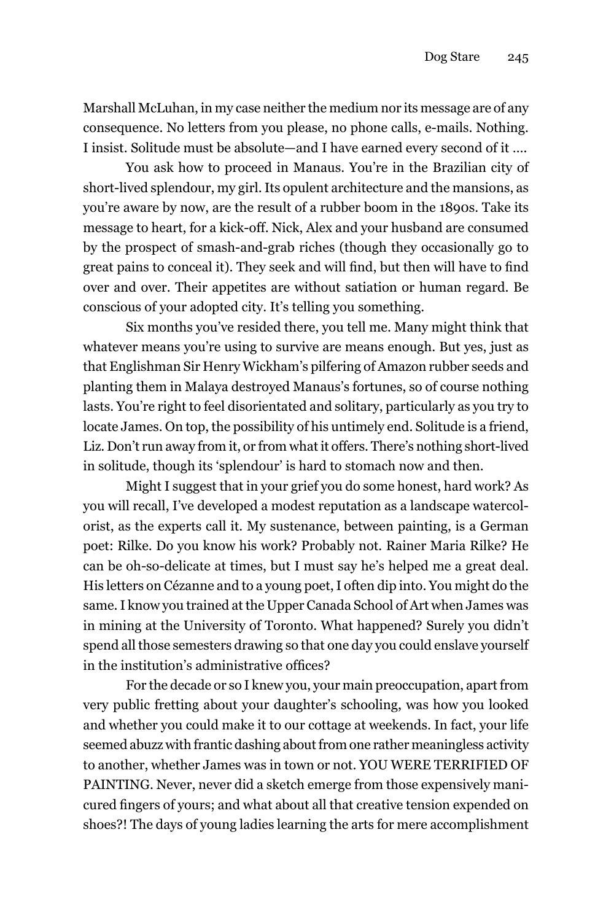Marshall McLuhan, in my case neither the medium nor its message are of any consequence. No letters from you please, no phone calls, e-mails. Nothing. I insist. Solitude must be absolute—and I have earned every second of it ....

You ask how to proceed in Manaus. You're in the Brazilian city of short-lived splendour, my girl. Its opulent architecture and the mansions, as you're aware by now, are the result of a rubber boom in the 1890s. Take its message to heart, for a kick-off. Nick, Alex and your husband are consumed by the prospect of smash-and-grab riches (though they occasionally go to great pains to conceal it). They seek and will find, but then will have to find over and over. Their appetites are without satiation or human regard. Be conscious of your adopted city. It's telling you something.

Six months you've resided there, you tell me. Many might think that whatever means you're using to survive are means enough. But yes, just as that Englishman Sir Henry Wickham's pilfering of Amazon rubber seeds and planting them in Malaya destroyed Manaus's fortunes, so of course nothing lasts. You're right to feel disorientated and solitary, particularly as you try to locate James. On top, the possibility of his untimely end. Solitude is a friend, Liz. Don't run away from it, or from what it offers. There's nothing short-lived in solitude, though its 'splendour' is hard to stomach now and then.

Might I suggest that in your grief you do some honest, hard work? As you will recall, I've developed a modest reputation as a landscape watercolorist, as the experts call it. My sustenance, between painting, is a German poet: Rilke. Do you know his work? Probably not. Rainer Maria Rilke? He can be oh-so-delicate at times, but I must say he's helped me a great deal. His letters on Cézanne and to a young poet, I often dip into. You might do the same. I know you trained at the Upper Canada School of Art when James was in mining at the University of Toronto. What happened? Surely you didn't spend all those semesters drawing so that one day you could enslave yourself in the institution's administrative offices?

For the decade or so I knew you, your main preoccupation, apart from very public fretting about your daughter's schooling, was how you looked and whether you could make it to our cottage at weekends. In fact, your life seemed abuzz with frantic dashing about from one rather meaningless activity to another, whether James was in town or not. YOU WERE TERRIFIED OF PAINTING. Never, never did a sketch emerge from those expensively manicured fingers of yours; and what about all that creative tension expended on shoes?! The days of young ladies learning the arts for mere accomplishment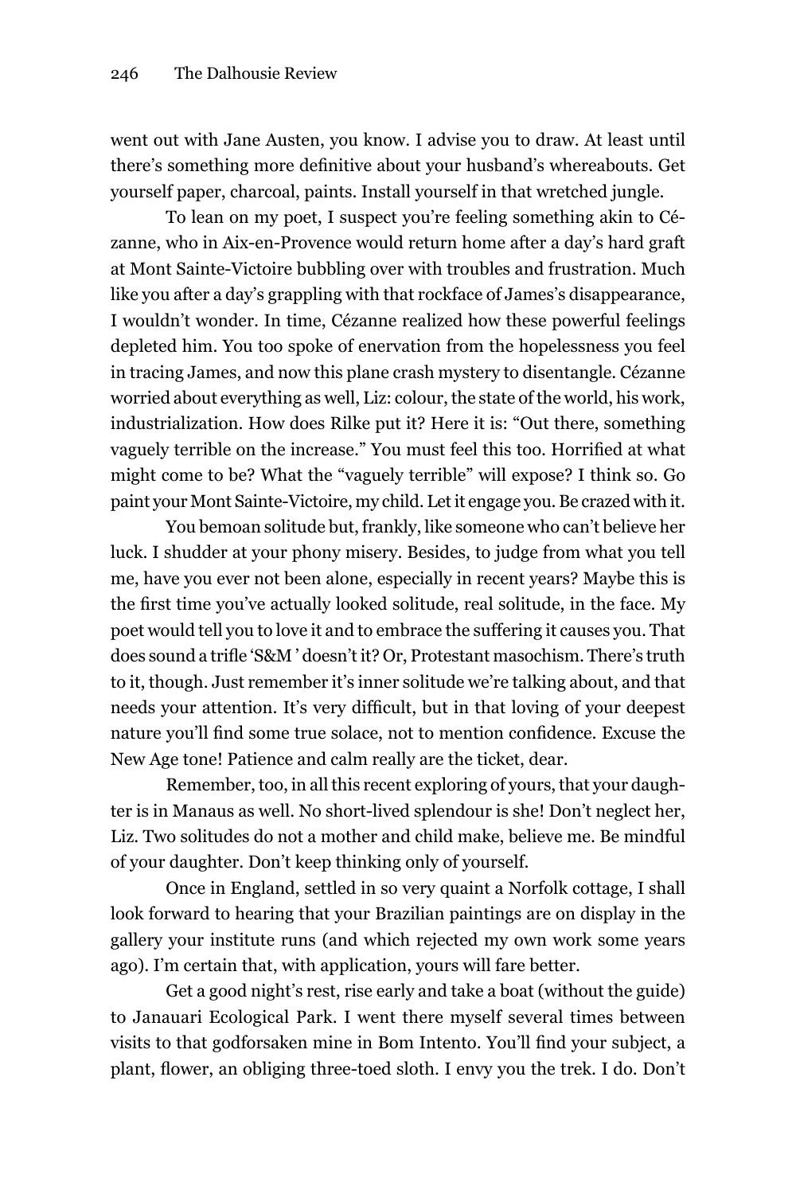went out with Jane Austen, you know. I advise you to draw. At least until there's something more definitive about your husband's whereabouts. Get yourself paper, charcoal, paints. Install yourself in that wretched jungle.

To lean on my poet, I suspect you're feeling something akin to Cézanne, who in Aix-en-Provence would return home after a day's hard graft at Mont Sainte-Victoire bubbling over with troubles and frustration. Much like you after a day's grappling with that rockface of James's disappearance, I wouldn't wonder. In time, Cézanne realized how these powerful feelings depleted him. You too spoke of enervation from the hopelessness you feel in tracing James, and now this plane crash mystery to disentangle. Cézanne worried about everything as well, Liz: colour, the state of the world, his work, industrialization. How does Rilke put it? Here it is: "Out there, something vaguely terrible on the increase." You must feel this too. Horrified at what might come to be? What the "vaguely terrible" will expose? I think so. Go paint your Mont Sainte-Victoire, my child. Let it engage you. Be crazed with it.

You bemoan solitude but, frankly, like someone who can't believe her luck. I shudder at your phony misery. Besides, to judge from what you tell me, have you ever not been alone, especially in recent years? Maybe this is the first time you've actually looked solitude, real solitude, in the face. My poet would tell you to love it and to embrace the suffering it causes you. That does sound a trifle 'S&M' doesn't it? Or, Protestant masochism. There's truth to it, though. Just remember it's inner solitude we're talking about, and that needs your attention. It's very difficult, but in that loving of your deepest nature you'll find some true solace, not to mention confidence. Excuse the New Age tone! Patience and calm really are the ticket, dear.

Remember, too, in all this recent exploring of yours, that your daughter is in Manaus as well. No short-lived splendour is she! Don't neglect her, Liz. Two solitudes do not a mother and child make, believe me. Be mindful of your daughter. Don't keep thinking only of yourself.

Once in England, settled in so very quaint a Norfolk cottage, I shall look forward to hearing that your Brazilian paintings are on display in the gallery your institute runs (and which rejected my own work some years ago). I'm certain that, with application, yours will fare better.

Get a good night's rest, rise early and take a boat (without the guide) to Janauari Ecological Park. I went there myself several times between visits to that godforsaken mine in Bom Intento. You'll find your subject, a plant, flower, an obliging three-toed sloth. I envy you the trek. I do. Don't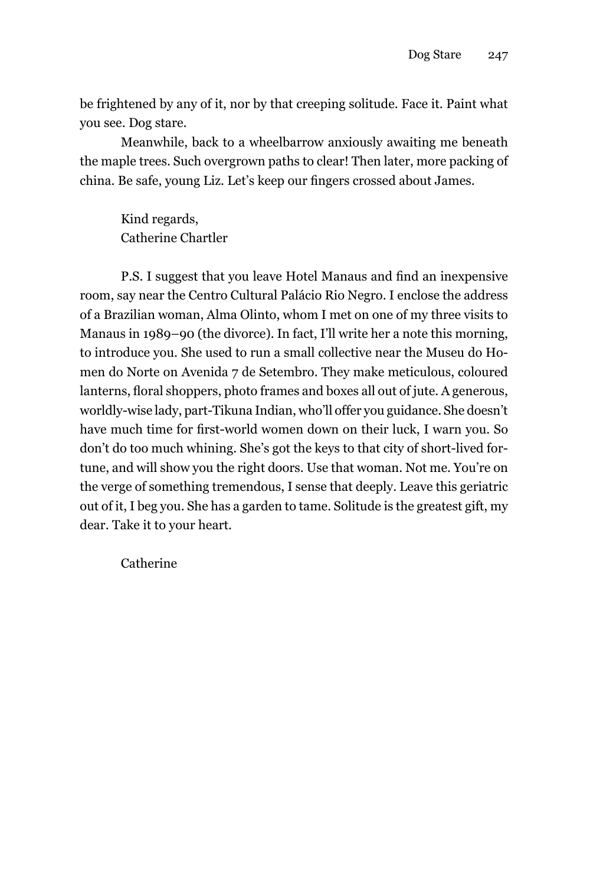be frightened by any of it, nor by that creeping solitude. Face it. Paint what you see. Dog stare.

Meanwhile, back to a wheelbarrow anxiously awaiting me beneath the maple trees. Such overgrown paths to clear! Then later, more packing of china. Be safe, young Liz. Let's keep our fingers crossed about James.

Kind regards,
Catherine Chartler

P.S. I suggest that you leave Hotel Manaus and find an inexpensive room, say near the Centro Cultural Palácio Rio Negro. I enclose the address of a Brazilian woman, Alma Olinto, whom I met on one of my three visits to Manaus in 1989–90 (the divorce). In fact, I'll write her a note this morning, to introduce you. She used to run a small collective near the Museu do Homen do Norte on Avenida 7 de Setembro. They make meticulous, coloured lanterns, floral shoppers, photo frames and boxes all out of jute. A generous, worldly-wise lady, part-Tikuna Indian, who'll offer you guidance. She doesn't have much time for first-world women down on their luck, I warn you. So don't do too much whining. She's got the keys to that city of short-lived fortune, and will show you the right doors. Use that woman. Not me. You're on the verge of something tremendous, I sense that deeply. Leave this geriatric out of it, I beg you. She has a garden to tame. Solitude is the greatest gift, my dear. Take it to your heart.

Catherine